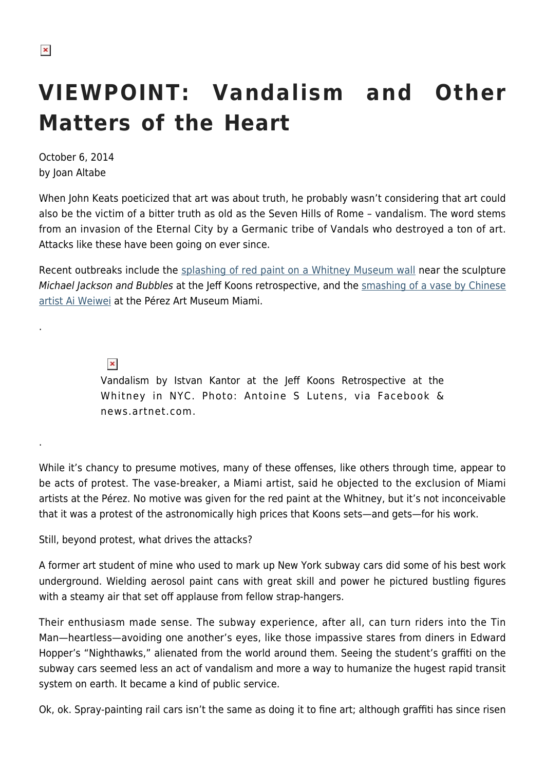# VIEWPOINT: Vandalism and Other Matters of the Heart

October 6, 2014
by Joan Altabe

When John Keats poeticized that art was about truth, he probably wasn't considering that art could also be the victim of a bitter truth as old as the Seven Hills of Rome – vandalism. The word stems from an invasion of the Eternal City by a Germanic tribe of Vandals who destroyed a ton of art. Attacks like these have been going on ever since.

Recent outbreaks include the splashing of red paint on a Whitney Museum wall near the sculpture *Michael Jackson and Bubbles* at the Jeff Koons retrospective, and the smashing of a vase by Chinese artist Ai Weiwei at the Pérez Art Museum Miami.

.

Vandalism by Istvan Kantor at the Jeff Koons Retrospective at the Whitney in NYC. Photo: Antoine S Lutens, via Facebook & news.artnet.com.

.

While it's chancy to presume motives, many of these offenses, like others through time, appear to be acts of protest. The vase-breaker, a Miami artist, said he objected to the exclusion of Miami artists at the Pérez. No motive was given for the red paint at the Whitney, but it's not inconceivable that it was a protest of the astronomically high prices that Koons sets—and gets—for his work.

Still, beyond protest, what drives the attacks?

A former art student of mine who used to mark up New York subway cars did some of his best work underground. Wielding aerosol paint cans with great skill and power he pictured bustling figures with a steamy air that set off applause from fellow strap-hangers.

Their enthusiasm made sense. The subway experience, after all, can turn riders into the Tin Man—heartless—avoiding one another's eyes, like those impassive stares from diners in Edward Hopper's "Nighthawks," alienated from the world around them. Seeing the student's graffiti on the subway cars seemed less an act of vandalism and more a way to humanize the hugest rapid transit system on earth. It became a kind of public service.

Ok, ok. Spray-painting rail cars isn't the same as doing it to fine art; although graffiti has since risen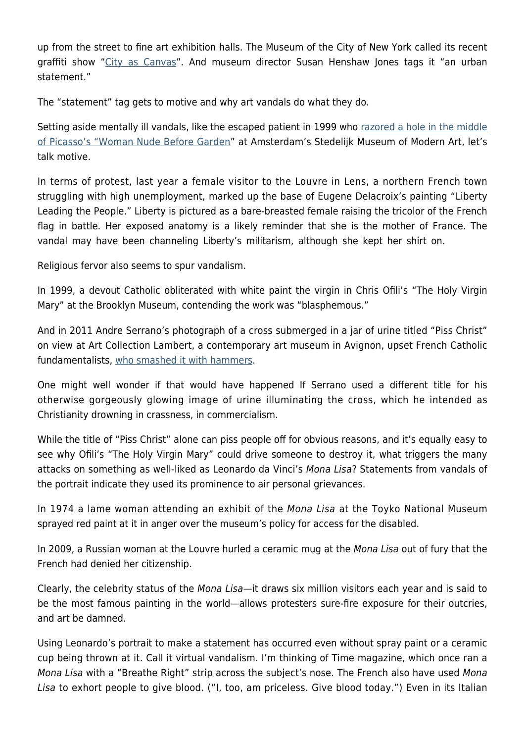up from the street to fine art exhibition halls. The Museum of the City of New York called its recent graffiti show "[City as Canvas](#)". And museum director Susan Henshaw Jones tags it "an urban statement."

The "statement" tag gets to motive and why art vandals do what they do.

Setting aside mentally ill vandals, like the escaped patient in 1999 who [razored a hole in the middle of Picasso's "Woman Nude Before Garden](#)" at Amsterdam's Stedelijk Museum of Modern Art, let's talk motive.

In terms of protest, last year a female visitor to the Louvre in Lens, a northern French town struggling with high unemployment, marked up the base of Eugene Delacroix's painting "Liberty Leading the People." Liberty is pictured as a bare-breasted female raising the tricolor of the French flag in battle. Her exposed anatomy is a likely reminder that she is the mother of France. The vandal may have been channeling Liberty's militarism, although she kept her shirt on.

Religious fervor also seems to spur vandalism.

In 1999, a devout Catholic obliterated with white paint the virgin in Chris Ofili's "The Holy Virgin Mary" at the Brooklyn Museum, contending the work was "blasphemous."

And in 2011 Andre Serrano's photograph of a cross submerged in a jar of urine titled "Piss Christ" on view at Art Collection Lambert, a contemporary art museum in Avignon, upset French Catholic fundamentalists, [who smashed it with hammers](#).

One might well wonder if that would have happened If Serrano used a different title for his otherwise gorgeously glowing image of urine illuminating the cross, which he intended as Christianity drowning in crassness, in commercialism.

While the title of "Piss Christ" alone can piss people off for obvious reasons, and it's equally easy to see why Ofili's "The Holy Virgin Mary" could drive someone to destroy it, what triggers the many attacks on something as well-liked as Leonardo da Vinci's *Mona Lisa*? Statements from vandals of the portrait indicate they used its prominence to air personal grievances.

In 1974 a lame woman attending an exhibit of the *Mona Lisa* at the Toyko National Museum sprayed red paint at it in anger over the museum's policy for access for the disabled.

In 2009, a Russian woman at the Louvre hurled a ceramic mug at the *Mona Lisa* out of fury that the French had denied her citizenship.

Clearly, the celebrity status of the *Mona Lisa*—it draws six million visitors each year and is said to be the most famous painting in the world—allows protesters sure-fire exposure for their outcries, and art be damned.

Using Leonardo's portrait to make a statement has occurred even without spray paint or a ceramic cup being thrown at it. Call it virtual vandalism. I'm thinking of Time magazine, which once ran a *Mona Lisa* with a "Breathe Right" strip across the subject's nose. The French also have used *Mona Lisa* to exhort people to give blood. ("I, too, am priceless. Give blood today.") Even in its Italian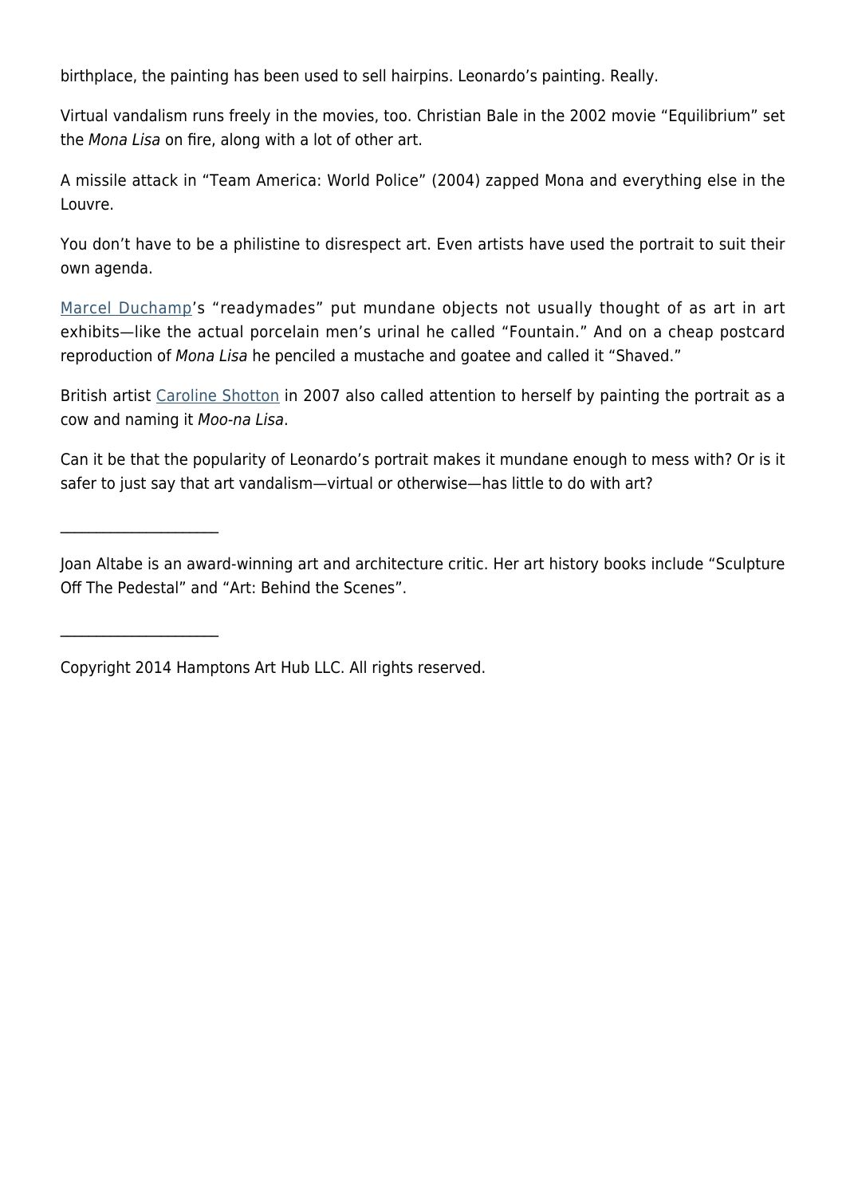birthplace, the painting has been used to sell hairpins. Leonardo's painting. Really.

Virtual vandalism runs freely in the movies, too. Christian Bale in the 2002 movie "Equilibrium" set the *Mona Lisa* on fire, along with a lot of other art.

A missile attack in "Team America: World Police" (2004) zapped Mona and everything else in the Louvre.

You don't have to be a philistine to disrespect art. Even artists have used the portrait to suit their own agenda.

Marcel Duchamp's "readymades" put mundane objects not usually thought of as art in art exhibits—like the actual porcelain men's urinal he called "Fountain." And on a cheap postcard reproduction of *Mona Lisa* he penciled a mustache and goatee and called it "Shaved."

British artist Caroline Shotton in 2007 also called attention to herself by painting the portrait as a cow and naming it *Moo-na Lisa*.

Can it be that the popularity of Leonardo's portrait makes it mundane enough to mess with? Or is it safer to just say that art vandalism—virtual or otherwise—has little to do with art?

---

Joan Altabe is an award-winning art and architecture critic. Her art history books include "Sculpture Off The Pedestal" and "Art: Behind the Scenes".

---

Copyright 2014 Hamptons Art Hub LLC. All rights reserved.